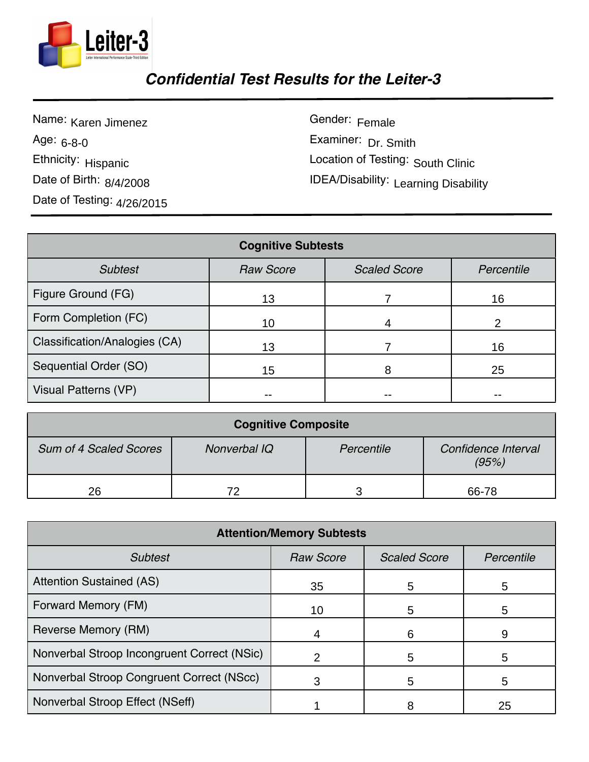Leiter-3

Leiter International Performance Scale-Third Edition

# Confidential Test Results for the Leiter-3

Name: Karen Jimenez

Age: 6-8-0

Ethnicity: Hispanic

Date of Birth: 8/4/2008

Date of Testing: 4/26/2015

Gender: Female

Examiner: Dr. Smith

Location of Testing: South Clinic

IDEA/Disability: Learning Disability

| **Cognitive Subtests** | | | |
|---|---|---|---|
| *Subtest* | *Raw Score* | *Scaled Score* | *Percentile* |
| Figure Ground (FG) | 13 | 7 | 16 |
| Form Completion (FC) | 10 | 4 | 2 |
| Classification/Analogies (CA) | 13 | 7 | 16 |
| Sequential Order (SO) | 15 | 8 | 25 |
| Visual Patterns (VP) | -- | -- | -- |

| **Cognitive Composite** | | | |
|---|---|---|---|
| *Sum of 4 Scaled Scores* | *Nonverbal IQ* | *Percentile* | *Confidence Interval (95%)* |
| 26 | 72 | 3 | 66-78 |

| **Attention/Memory Subtests** | | | |
|---|---|---|---|
| *Subtest* | *Raw Score* | *Scaled Score* | *Percentile* |
| Attention Sustained (AS) | 35 | 5 | 5 |
| Forward Memory (FM) | 10 | 5 | 5 |
| Reverse Memory (RM) | 4 | 6 | 9 |
| Nonverbal Stroop Incongruent Correct (NSic) | 2 | 5 | 5 |
| Nonverbal Stroop Congruent Correct (NScc) | 3 | 5 | 5 |
| Nonverbal Stroop Effect (NSeff) | 1 | 8 | 25 |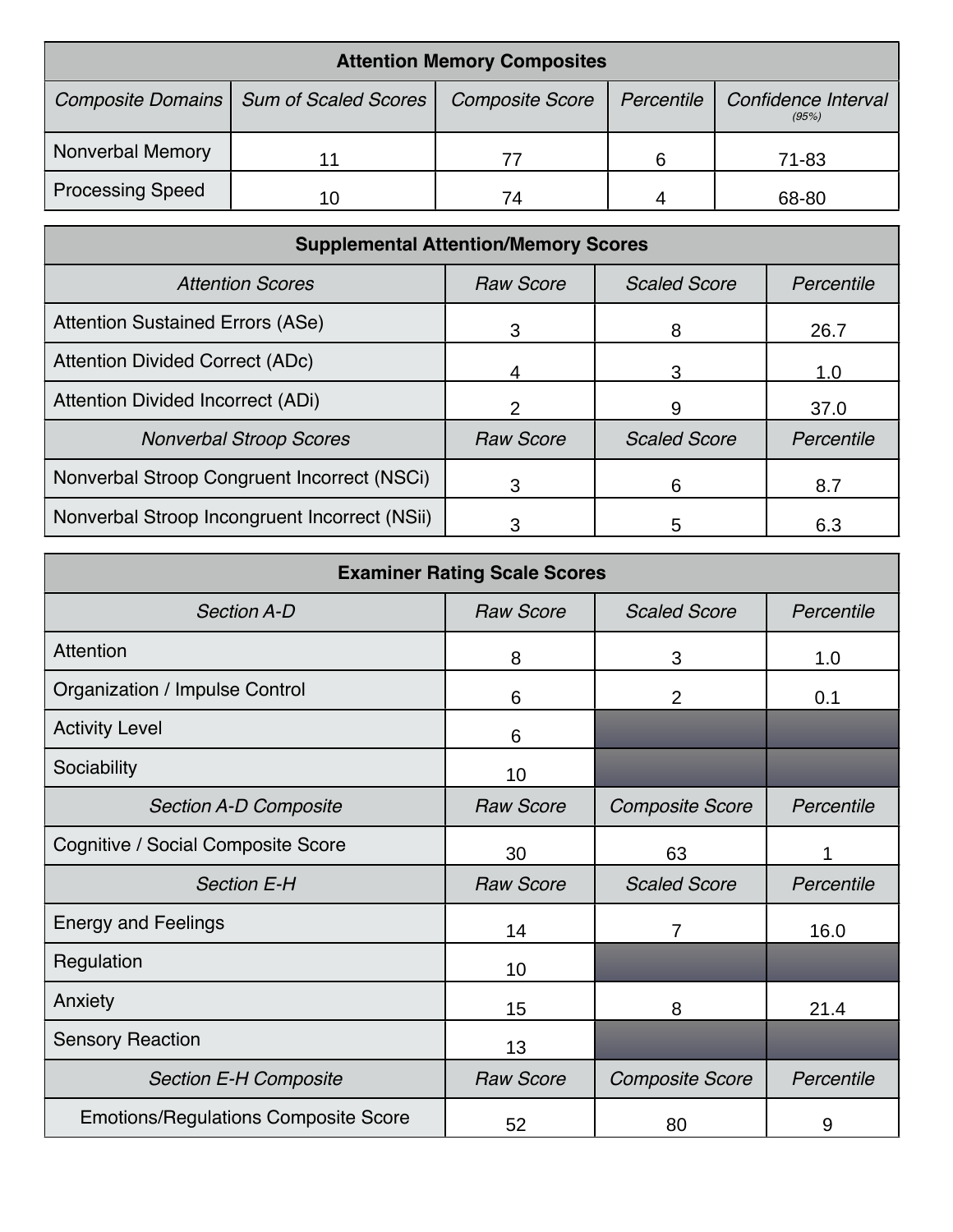| Attention Memory Composites | | | | |
|---|---|---|---|---|
| *Composite Domains* | *Sum of Scaled Scores* | *Composite Score* | *Percentile* | *Confidence Interval* (95%) |
| Nonverbal Memory | 11 | 77 | 6 | 71-83 |
| Processing Speed | 10 | 74 | 4 | 68-80 |

| Supplemental Attention/Memory Scores | | | |
|---|---|---|---|
| *Attention Scores* | *Raw Score* | *Scaled Score* | *Percentile* |
| Attention Sustained Errors (ASe) | 3 | 8 | 26.7 |
| Attention Divided Correct (ADc) | 4 | 3 | 1.0 |
| Attention Divided Incorrect (ADi) | 2 | 9 | 37.0 |
| *Nonverbal Stroop Scores* | *Raw Score* | *Scaled Score* | *Percentile* |
| Nonverbal Stroop Congruent Incorrect (NSCi) | 3 | 6 | 8.7 |
| Nonverbal Stroop Incongruent Incorrect (NSii) | 3 | 5 | 6.3 |

| Examiner Rating Scale Scores | | | |
|---|---|---|---|
| *Section A-D* | *Raw Score* | *Scaled Score* | *Percentile* |
| Attention | 8 | 3 | 1.0 |
| Organization / Impulse Control | 6 | 2 | 0.1 |
| Activity Level | 6 | | |
| Sociability | 10 | | |
| *Section A-D Composite* | *Raw Score* | *Composite Score* | *Percentile* |
| Cognitive / Social Composite Score | 30 | 63 | 1 |
| *Section E-H* | *Raw Score* | *Scaled Score* | *Percentile* |
| Energy and Feelings | 14 | 7 | 16.0 |
| Regulation | 10 | | |
| Anxiety | 15 | 8 | 21.4 |
| Sensory Reaction | 13 | | |
| *Section E-H Composite* | *Raw Score* | *Composite Score* | *Percentile* |
| Emotions/Regulations Composite Score | 52 | 80 | 9 |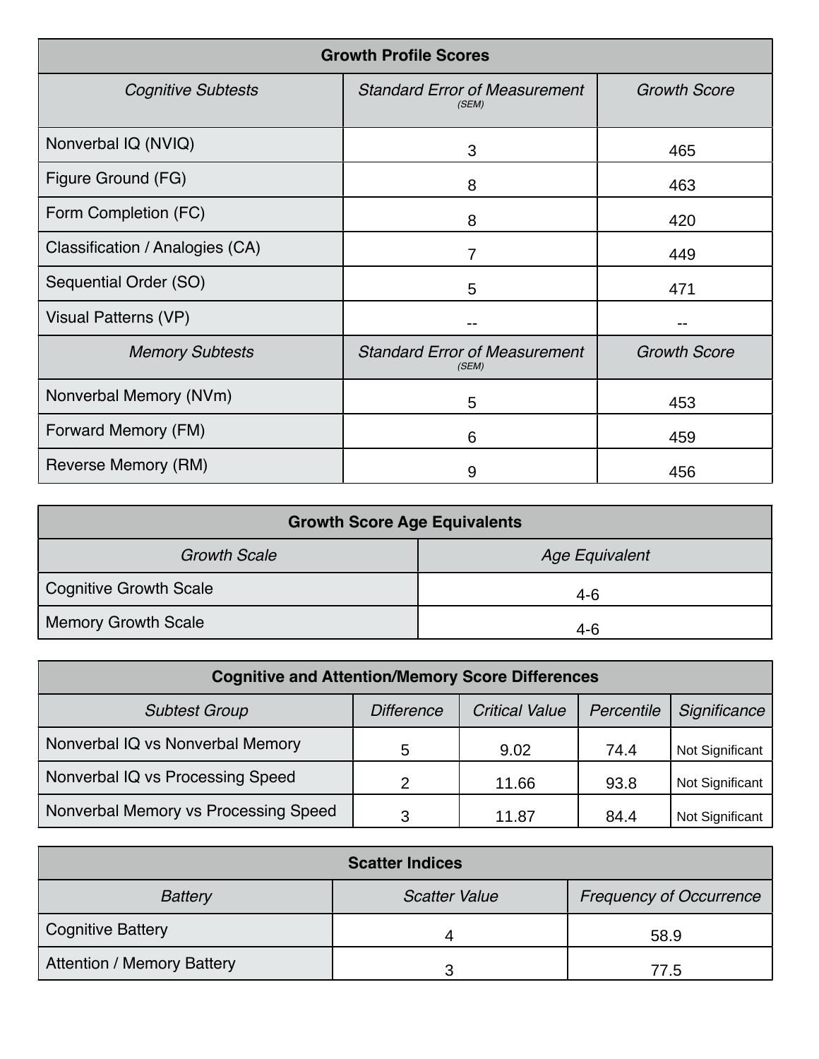| Growth Profile Scores | | |
|---|---|---|
| *Cognitive Subtests* | *Standard Error of Measurement* *(SEM)* | *Growth Score* |
| Nonverbal IQ (NVIQ) | 3 | 465 |
| Figure Ground (FG) | 8 | 463 |
| Form Completion (FC) | 8 | 420 |
| Classification / Analogies (CA) | 7 | 449 |
| Sequential Order (SO) | 5 | 471 |
| Visual Patterns (VP) | -- | -- |
| *Memory Subtests* | *Standard Error of Measurement* *(SEM)* | *Growth Score* |
| Nonverbal Memory (NVm) | 5 | 453 |
| Forward Memory (FM) | 6 | 459 |
| Reverse Memory (RM) | 9 | 456 |

| Growth Score Age Equivalents | |
|---|---|
| *Growth Scale* | *Age Equivalent* |
| Cognitive Growth Scale | 4-6 |
| Memory Growth Scale | 4-6 |

| Cognitive and Attention/Memory Score Differences | | | | |
|---|---|---|---|---|
| *Subtest Group* | *Difference* | *Critical Value* | *Percentile* | *Significance* |
| Nonverbal IQ vs Nonverbal Memory | 5 | 9.02 | 74.4 | Not Significant |
| Nonverbal IQ vs Processing Speed | 2 | 11.66 | 93.8 | Not Significant |
| Nonverbal Memory vs Processing Speed | 3 | 11.87 | 84.4 | Not Significant |

| Scatter Indices | | |
|---|---|---|
| *Battery* | *Scatter Value* | *Frequency of Occurrence* |
| Cognitive Battery | 4 | 58.9 |
| Attention / Memory Battery | 3 | 77.5 |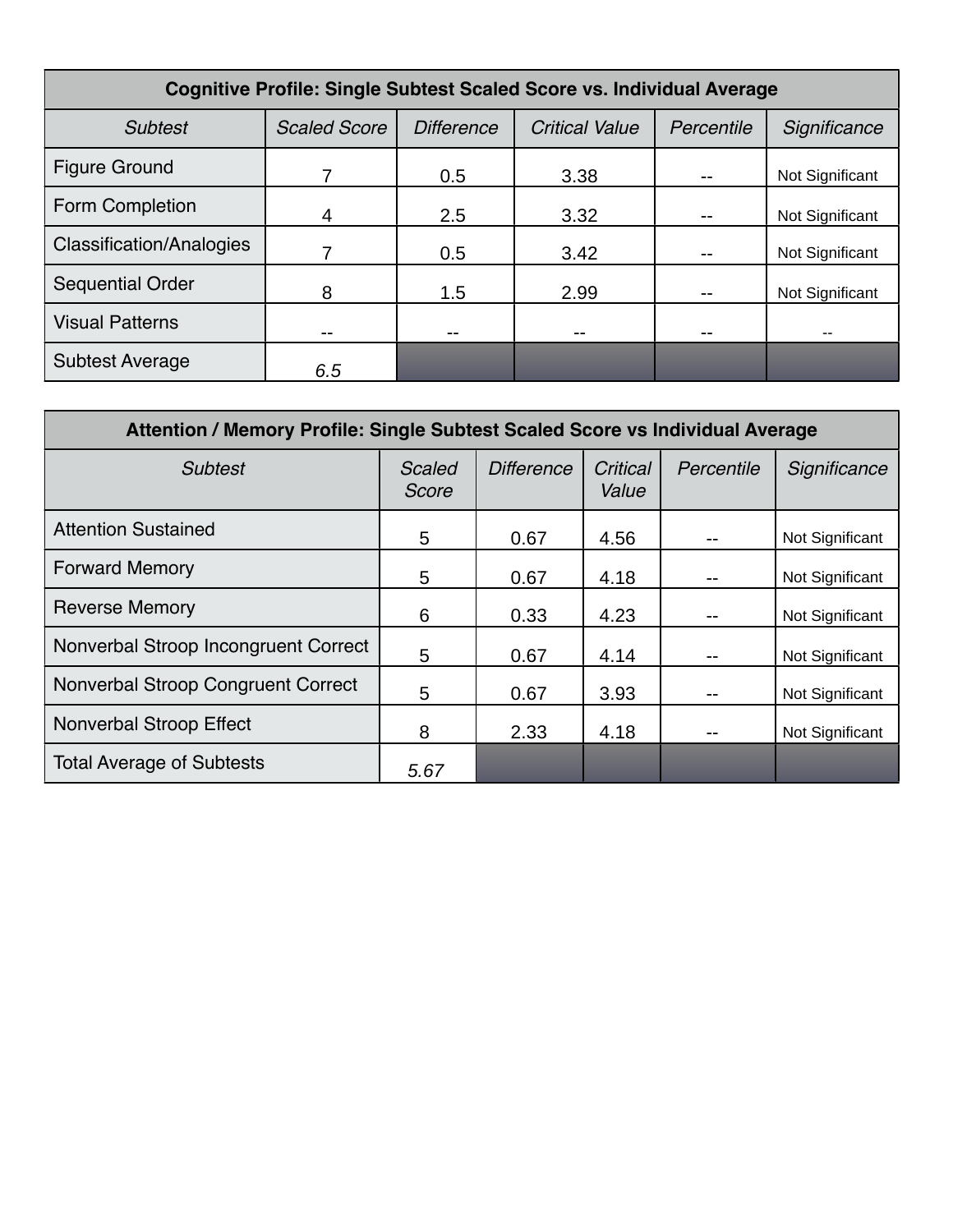| Cognitive Profile: Single Subtest Scaled Score vs. Individual Average | | | | | |
|---|---|---|---|---|---|
| *Subtest* | *Scaled Score* | *Difference* | *Critical Value* | *Percentile* | *Significance* |
| Figure Ground | 7 | 0.5 | 3.38 | -- | Not Significant |
| Form Completion | 4 | 2.5 | 3.32 | -- | Not Significant |
| Classification/Analogies | 7 | 0.5 | 3.42 | -- | Not Significant |
| Sequential Order | 8 | 1.5 | 2.99 | -- | Not Significant |
| Visual Patterns | -- | -- | -- | -- | -- |
| Subtest Average | *6.5* | | | | |

| Attention / Memory Profile: Single Subtest Scaled Score vs Individual Average | | | | | |
|---|---|---|---|---|---|
| *Subtest* | *Scaled Score* | *Difference* | *Critical Value* | *Percentile* | *Significance* |
| Attention Sustained | 5 | 0.67 | 4.56 | -- | Not Significant |
| Forward Memory | 5 | 0.67 | 4.18 | -- | Not Significant |
| Reverse Memory | 6 | 0.33 | 4.23 | -- | Not Significant |
| Nonverbal Stroop Incongruent Correct | 5 | 0.67 | 4.14 | -- | Not Significant |
| Nonverbal Stroop Congruent Correct | 5 | 0.67 | 3.93 | -- | Not Significant |
| Nonverbal Stroop Effect | 8 | 2.33 | 4.18 | -- | Not Significant |
| Total Average of Subtests | *5.67* | | | | |